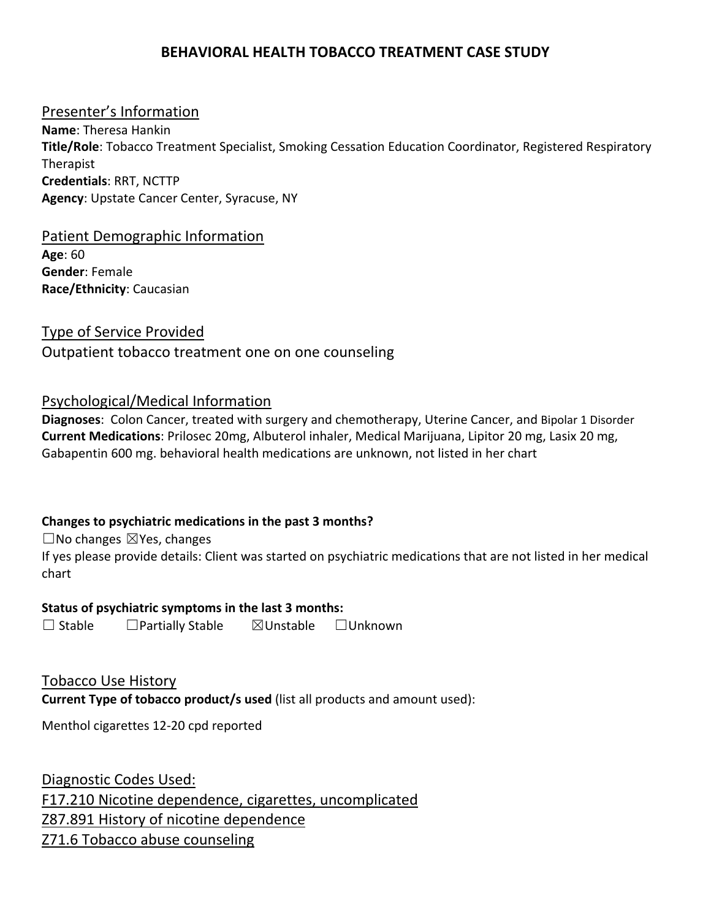# BEHAVIORAL HEALTH TOBACCO TREATMENT CASE STUDY

## Presenter's Information

**Name**: Theresa Hankin
**Title/Role**: Tobacco Treatment Specialist, Smoking Cessation Education Coordinator, Registered Respiratory Therapist
**Credentials**: RRT, NCTTP
**Agency**: Upstate Cancer Center, Syracuse, NY

## Patient Demographic Information

**Age**: 60
**Gender**: Female
**Race/Ethnicity**: Caucasian

## Type of Service Provided

Outpatient tobacco treatment one on one counseling

## Psychological/Medical Information

**Diagnoses**: Colon Cancer, treated with surgery and chemotherapy, Uterine Cancer, and Bipolar 1 Disorder
**Current Medications**: Prilosec 20mg, Albuterol inhaler, Medical Marijuana, Lipitor 20 mg, Lasix 20 mg, Gabapentin 600 mg. behavioral health medications are unknown, not listed in her chart

**Changes to psychiatric medications in the past 3 months?**

☐No changes ☒Yes, changes

If yes please provide details: Client was started on psychiatric medications that are not listed in her medical chart

**Status of psychiatric symptoms in the last 3 months:**

☐ Stable ☐Partially Stable ☒Unstable ☐Unknown

## Tobacco Use History

**Current Type of tobacco product/s used** (list all products and amount used):

Menthol cigarettes 12-20 cpd reported

## Diagnostic Codes Used:

F17.210 Nicotine dependence, cigarettes, uncomplicated
Z87.891 History of nicotine dependence
Z71.6 Tobacco abuse counseling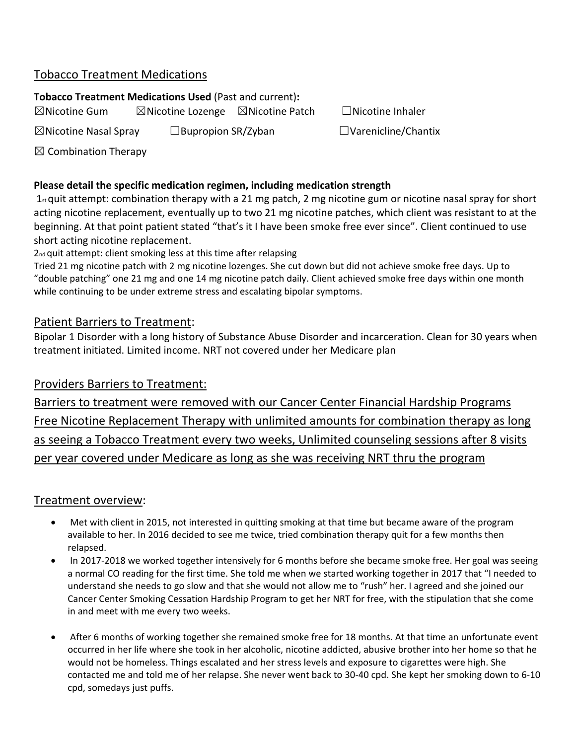## Tobacco Treatment Medications

**Tobacco Treatment Medications Used** (Past and current)**:**

☒Nicotine Gum ☒Nicotine Lozenge ☒Nicotine Patch ☐Nicotine Inhaler

☒Nicotine Nasal Spray ☐Bupropion SR/Zyban ☐Varenicline/Chantix

☒ Combination Therapy

**Please detail the specific medication regimen, including medication strength**

1st quit attempt: combination therapy with a 21 mg patch, 2 mg nicotine gum or nicotine nasal spray for short acting nicotine replacement, eventually up to two 21 mg nicotine patches, which client was resistant to at the beginning. At that point patient stated "that's it I have been smoke free ever since". Client continued to use short acting nicotine replacement.

2nd quit attempt: client smoking less at this time after relapsing

Tried 21 mg nicotine patch with 2 mg nicotine lozenges. She cut down but did not achieve smoke free days. Up to "double patching" one 21 mg and one 14 mg nicotine patch daily. Client achieved smoke free days within one month while continuing to be under extreme stress and escalating bipolar symptoms.

## Patient Barriers to Treatment:

Bipolar 1 Disorder with a long history of Substance Abuse Disorder and incarceration. Clean for 30 years when treatment initiated. Limited income. NRT not covered under her Medicare plan

## Providers Barriers to Treatment:

Barriers to treatment were removed with our Cancer Center Financial Hardship Programs Free Nicotine Replacement Therapy with unlimited amounts for combination therapy as long as seeing a Tobacco Treatment every two weeks, Unlimited counseling sessions after 8 visits per year covered under Medicare as long as she was receiving NRT thru the program

## Treatment overview:

- Met with client in 2015, not interested in quitting smoking at that time but became aware of the program available to her. In 2016 decided to see me twice, tried combination therapy quit for a few months then relapsed.
- In 2017-2018 we worked together intensively for 6 months before she became smoke free. Her goal was seeing a normal CO reading for the first time. She told me when we started working together in 2017 that "I needed to understand she needs to go slow and that she would not allow me to "rush" her. I agreed and she joined our Cancer Center Smoking Cessation Hardship Program to get her NRT for free, with the stipulation that she come in and meet with me every two weeks.
- After 6 months of working together she remained smoke free for 18 months. At that time an unfortunate event occurred in her life where she took in her alcoholic, nicotine addicted, abusive brother into her home so that he would not be homeless. Things escalated and her stress levels and exposure to cigarettes were high. She contacted me and told me of her relapse. She never went back to 30-40 cpd. She kept her smoking down to 6-10 cpd, somedays just puffs.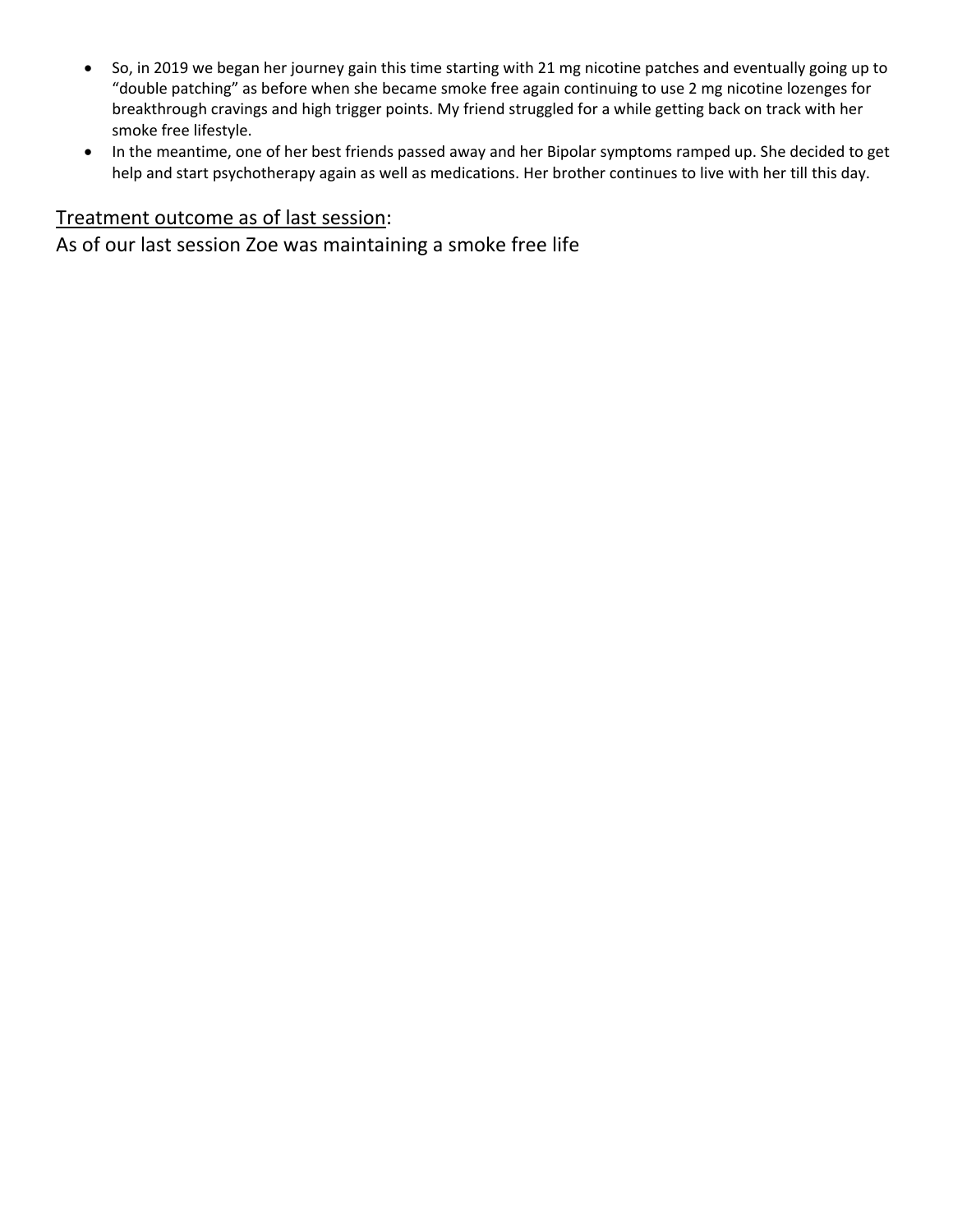- So, in 2019 we began her journey gain this time starting with 21 mg nicotine patches and eventually going up to "double patching" as before when she became smoke free again continuing to use 2 mg nicotine lozenges for breakthrough cravings and high trigger points. My friend struggled for a while getting back on track with her smoke free lifestyle.
- In the meantime, one of her best friends passed away and her Bipolar symptoms ramped up. She decided to get help and start psychotherapy again as well as medications. Her brother continues to live with her till this day.

<u>Treatment outcome as of last session</u>:

As of our last session Zoe was maintaining a smoke free life